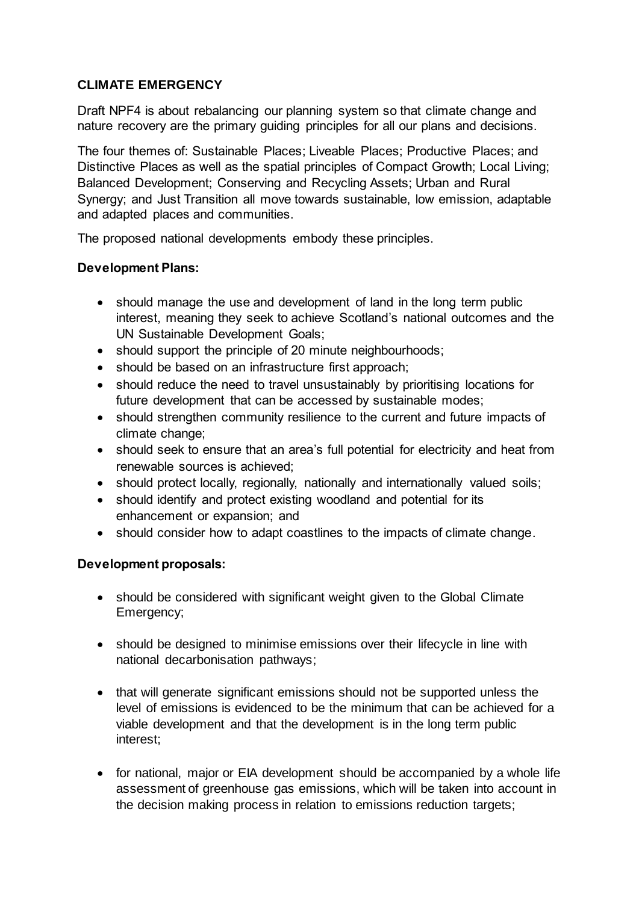**CLIMATE EMERGENCY**

Draft NPF4 is about rebalancing our planning system so that climate change and nature recovery are the primary guiding principles for all our plans and decisions.

The four themes of: Sustainable Places; Liveable Places; Productive Places; and Distinctive Places as well as the spatial principles of Compact Growth; Local Living; Balanced Development; Conserving and Recycling Assets; Urban and Rural Synergy; and Just Transition all move towards sustainable, low emission, adaptable and adapted places and communities.

The proposed national developments embody these principles.

**Development Plans:**

- should manage the use and development of land in the long term public interest, meaning they seek to achieve Scotland's national outcomes and the UN Sustainable Development Goals;
- should support the principle of 20 minute neighbourhoods;
- should be based on an infrastructure first approach;
- should reduce the need to travel unsustainably by prioritising locations for future development that can be accessed by sustainable modes;
- should strengthen community resilience to the current and future impacts of climate change;
- should seek to ensure that an area's full potential for electricity and heat from renewable sources is achieved;
- should protect locally, regionally, nationally and internationally valued soils;
- should identify and protect existing woodland and potential for its enhancement or expansion; and
- should consider how to adapt coastlines to the impacts of climate change.

**Development proposals:**

- should be considered with significant weight given to the Global Climate Emergency;
- should be designed to minimise emissions over their lifecycle in line with national decarbonisation pathways;
- that will generate significant emissions should not be supported unless the level of emissions is evidenced to be the minimum that can be achieved for a viable development and that the development is in the long term public interest;
- for national, major or EIA development should be accompanied by a whole life assessment of greenhouse gas emissions, which will be taken into account in the decision making process in relation to emissions reduction targets;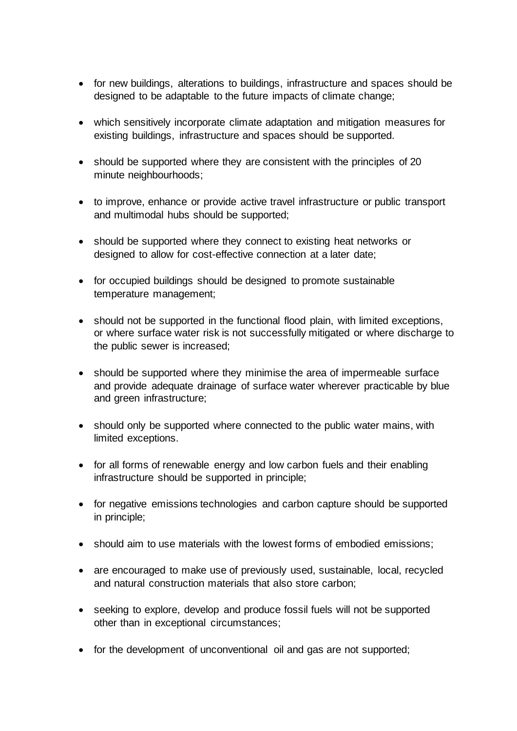- for new buildings, alterations to buildings, infrastructure and spaces should be designed to be adaptable to the future impacts of climate change;

- which sensitively incorporate climate adaptation and mitigation measures for existing buildings, infrastructure and spaces should be supported.

- should be supported where they are consistent with the principles of 20 minute neighbourhoods;

- to improve, enhance or provide active travel infrastructure or public transport and multimodal hubs should be supported;

- should be supported where they connect to existing heat networks or designed to allow for cost-effective connection at a later date;

- for occupied buildings should be designed to promote sustainable temperature management;

- should not be supported in the functional flood plain, with limited exceptions, or where surface water risk is not successfully mitigated or where discharge to the public sewer is increased;

- should be supported where they minimise the area of impermeable surface and provide adequate drainage of surface water wherever practicable by blue and green infrastructure;

- should only be supported where connected to the public water mains, with limited exceptions.

- for all forms of renewable energy and low carbon fuels and their enabling infrastructure should be supported in principle;

- for negative emissions technologies and carbon capture should be supported in principle;

- should aim to use materials with the lowest forms of embodied emissions;

- are encouraged to make use of previously used, sustainable, local, recycled and natural construction materials that also store carbon;

- seeking to explore, develop and produce fossil fuels will not be supported other than in exceptional circumstances;

- for the development of unconventional oil and gas are not supported;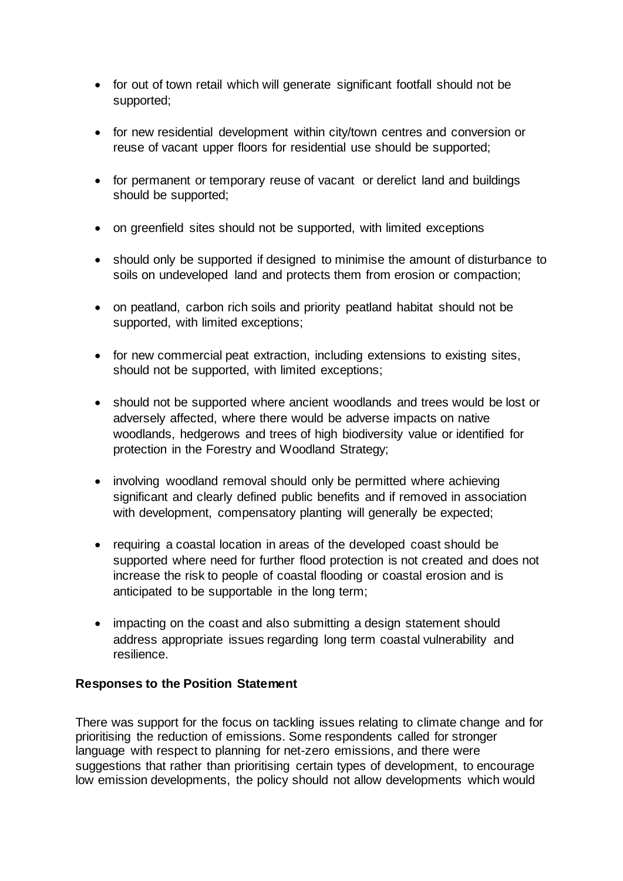- for out of town retail which will generate significant footfall should not be supported;

- for new residential development within city/town centres and conversion or reuse of vacant upper floors for residential use should be supported;

- for permanent or temporary reuse of vacant or derelict land and buildings should be supported;

- on greenfield sites should not be supported, with limited exceptions

- should only be supported if designed to minimise the amount of disturbance to soils on undeveloped land and protects them from erosion or compaction;

- on peatland, carbon rich soils and priority peatland habitat should not be supported, with limited exceptions;

- for new commercial peat extraction, including extensions to existing sites, should not be supported, with limited exceptions;

- should not be supported where ancient woodlands and trees would be lost or adversely affected, where there would be adverse impacts on native woodlands, hedgerows and trees of high biodiversity value or identified for protection in the Forestry and Woodland Strategy;

- involving woodland removal should only be permitted where achieving significant and clearly defined public benefits and if removed in association with development, compensatory planting will generally be expected;

- requiring a coastal location in areas of the developed coast should be supported where need for further flood protection is not created and does not increase the risk to people of coastal flooding or coastal erosion and is anticipated to be supportable in the long term;

- impacting on the coast and also submitting a design statement should address appropriate issues regarding long term coastal vulnerability and resilience.

**Responses to the Position Statement**

There was support for the focus on tackling issues relating to climate change and for prioritising the reduction of emissions. Some respondents called for stronger language with respect to planning for net-zero emissions, and there were suggestions that rather than prioritising certain types of development, to encourage low emission developments, the policy should not allow developments which would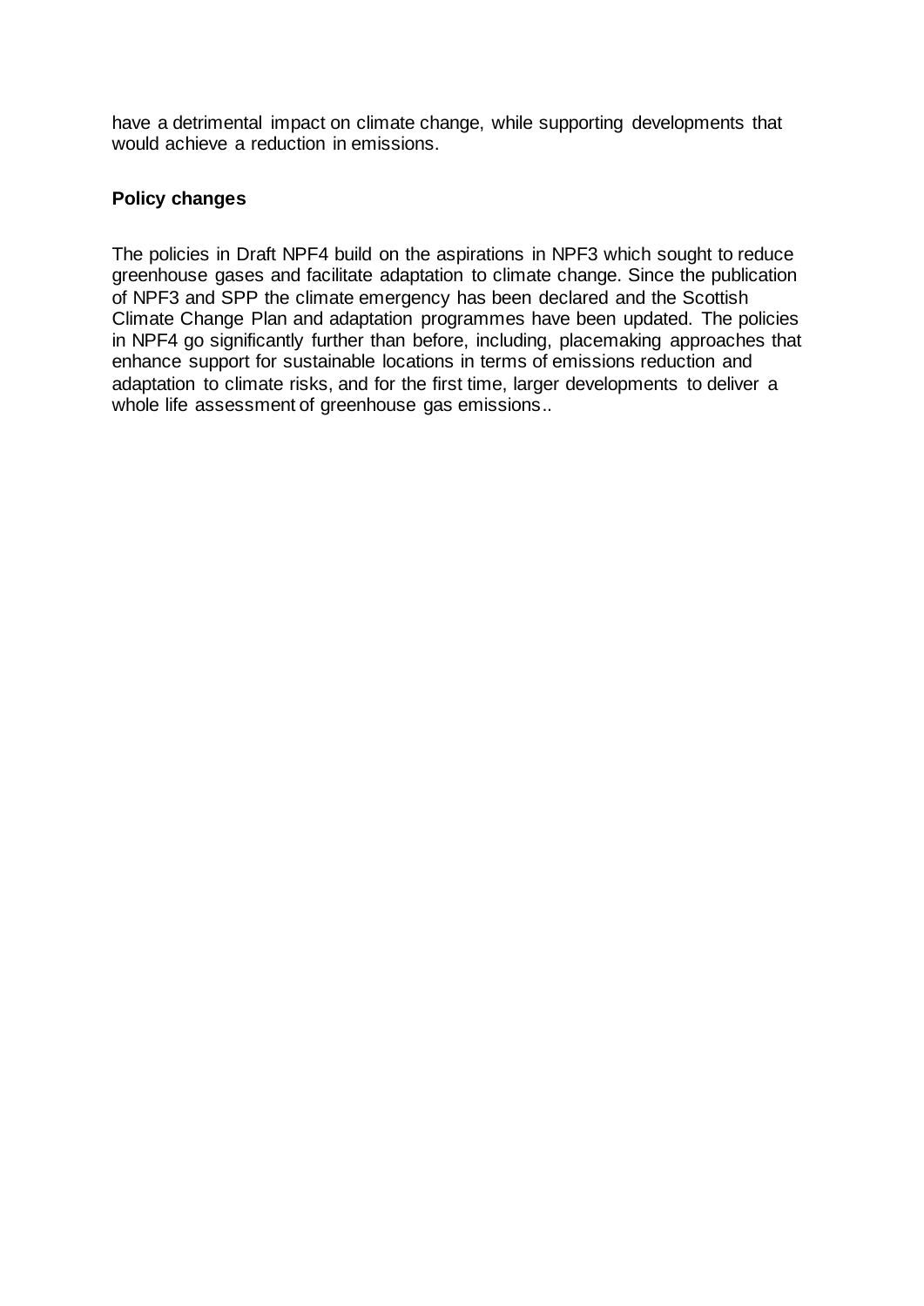have a detrimental impact on climate change, while supporting developments that would achieve a reduction in emissions.

**Policy changes**

The policies in Draft NPF4 build on the aspirations in NPF3 which sought to reduce greenhouse gases and facilitate adaptation to climate change. Since the publication of NPF3 and SPP the climate emergency has been declared and the Scottish Climate Change Plan and adaptation programmes have been updated. The policies in NPF4 go significantly further than before, including, placemaking approaches that enhance support for sustainable locations in terms of emissions reduction and adaptation to climate risks, and for the first time, larger developments to deliver a whole life assessment of greenhouse gas emissions..